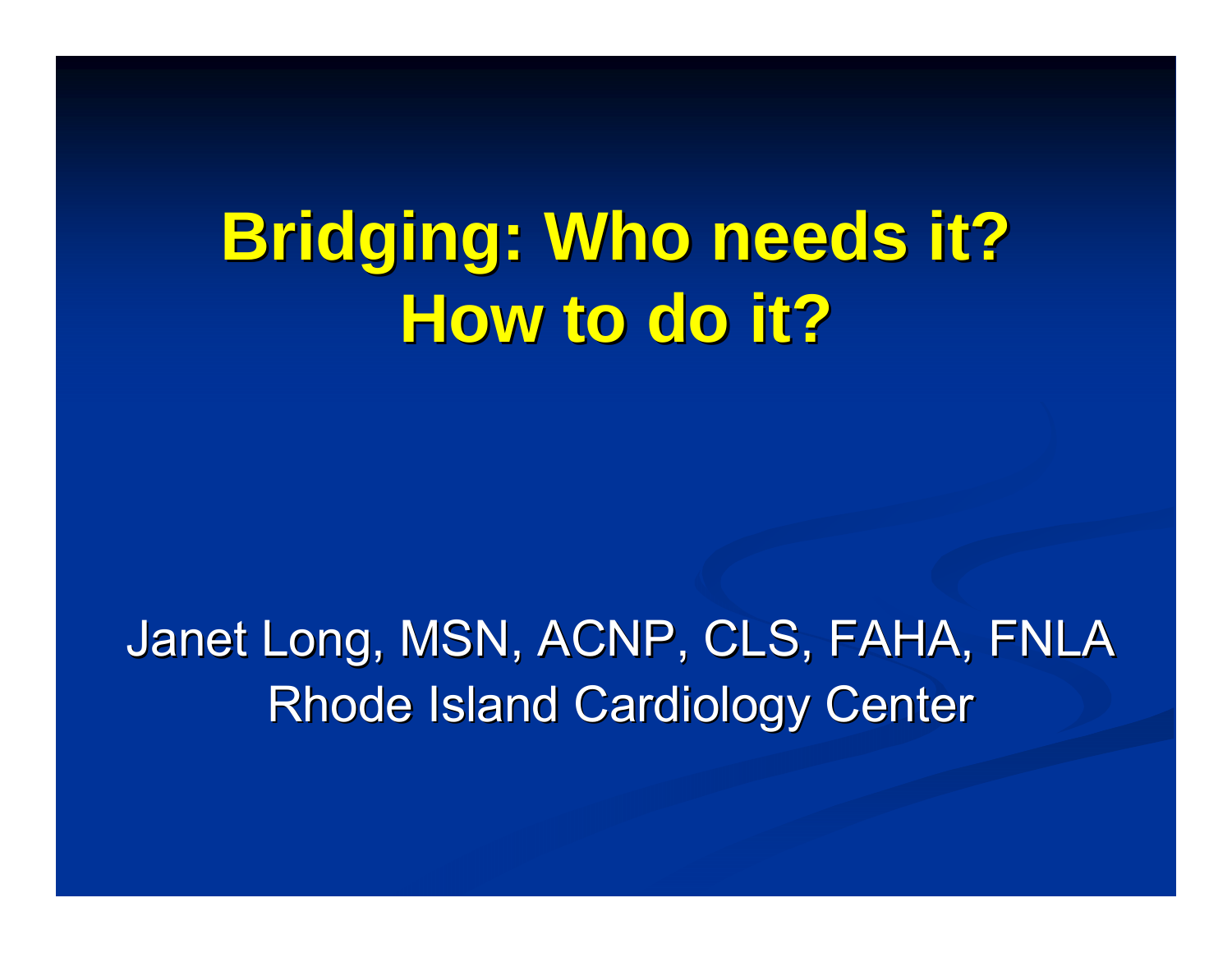# Bridging: Who needs it? How to do it?

Janet Long, MSN, ACNP, CLS, FAHA, FNLA
Rhode Island Cardiology Center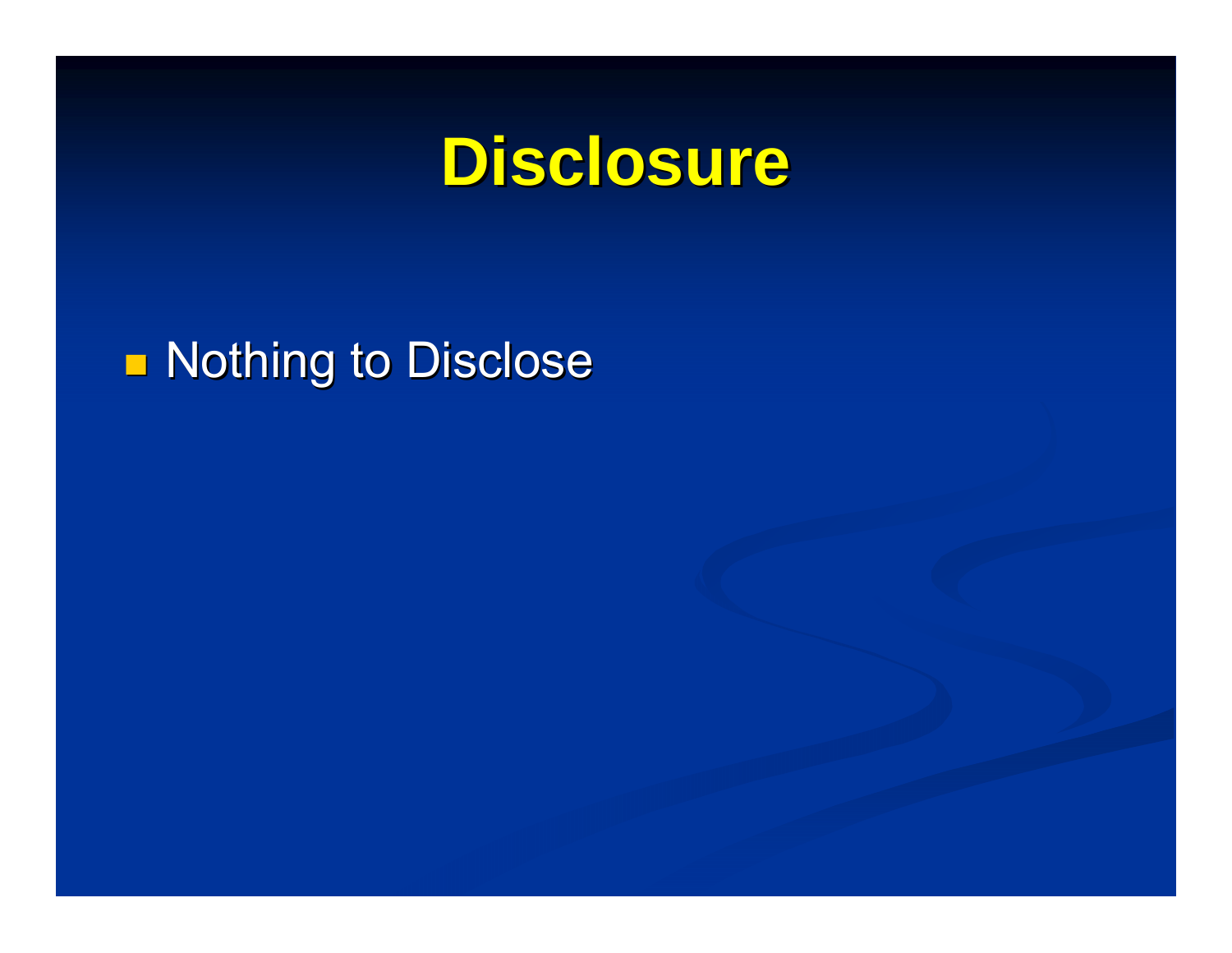# Disclosure

- Nothing to Disclose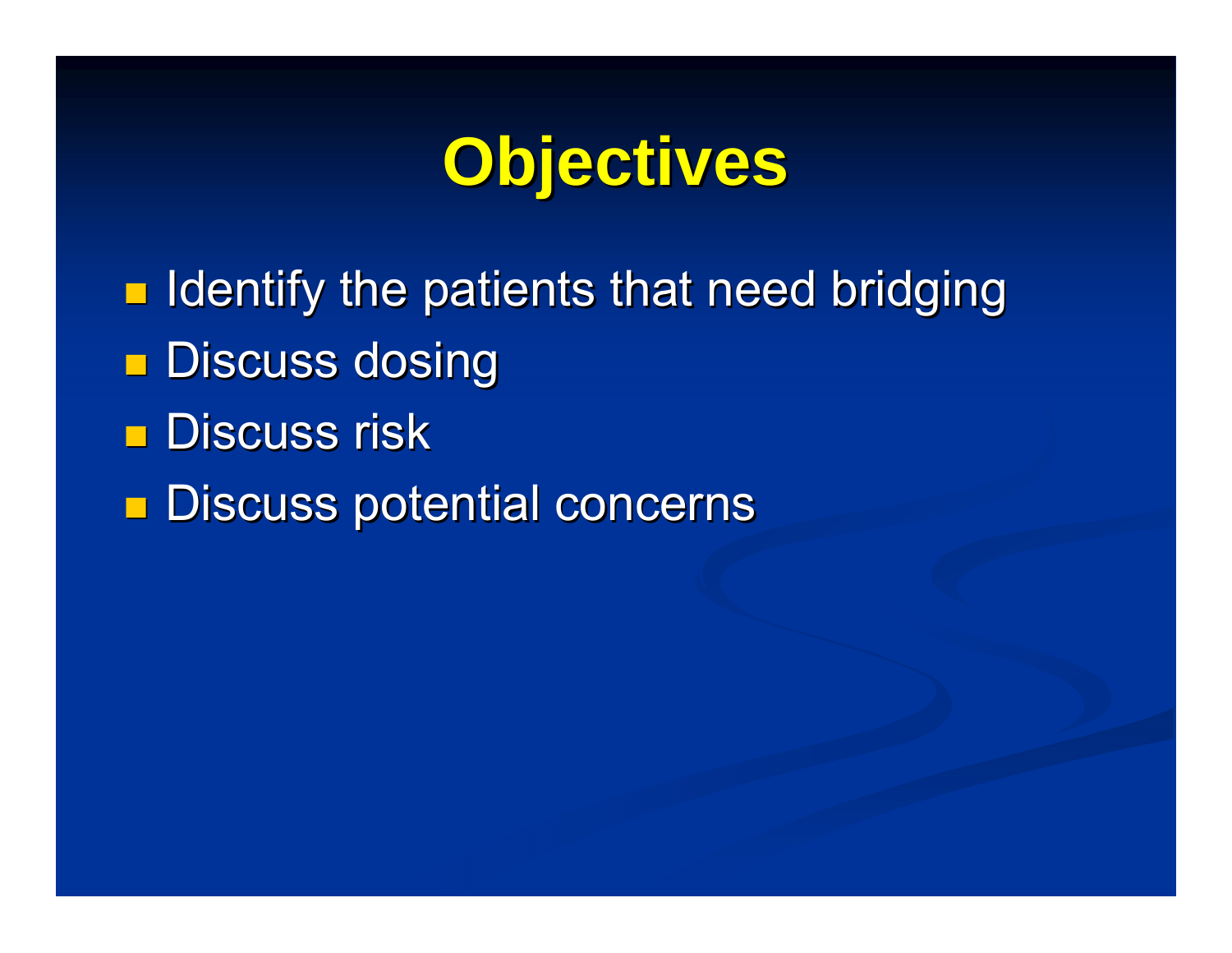# Objectives

- Identify the patients that need bridging
- Discuss dosing
- Discuss risk
- Discuss potential concerns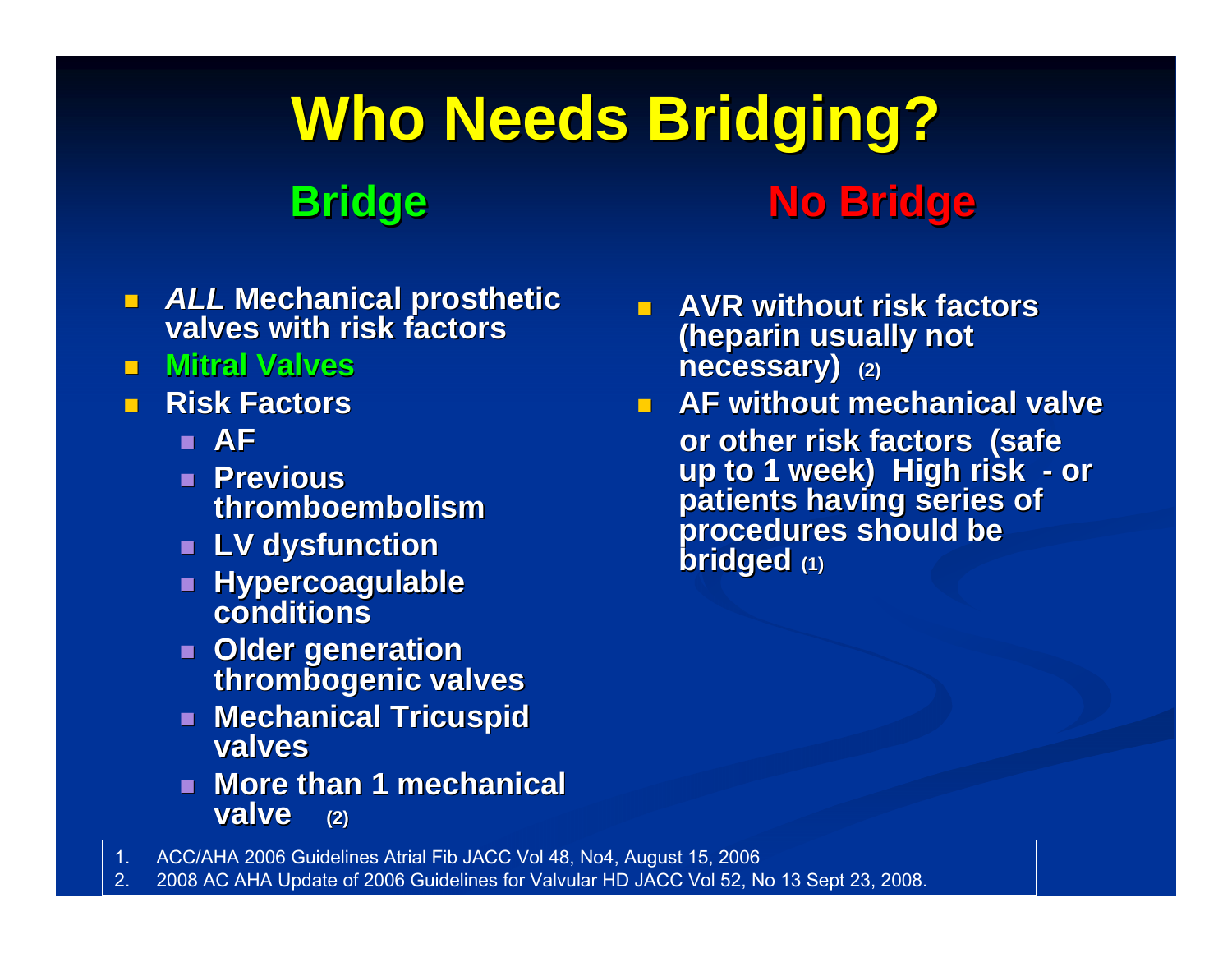# Who Needs Bridging?

## Bridge

- *ALL* Mechanical prosthetic valves with risk factors
- Mitral Valves
- Risk Factors
  - AF
  - Previous thromboembolism
  - LV dysfunction
  - Hypercoagulable conditions
  - Older generation thrombogenic valves
  - Mechanical Tricuspid valves
  - More than 1 mechanical valve (2)

## No Bridge

- AVR without risk factors (heparin usually not necessary) (2)
- AF without mechanical valve or other risk factors (safe up to 1 week) High risk - or patients having series of procedures should be bridged (1)

1. ACC/AHA 2006 Guidelines Atrial Fib JACC Vol 48, No4, August 15, 2006
2. 2008 AC AHA Update of 2006 Guidelines for Valvular HD JACC Vol 52, No 13 Sept 23, 2008.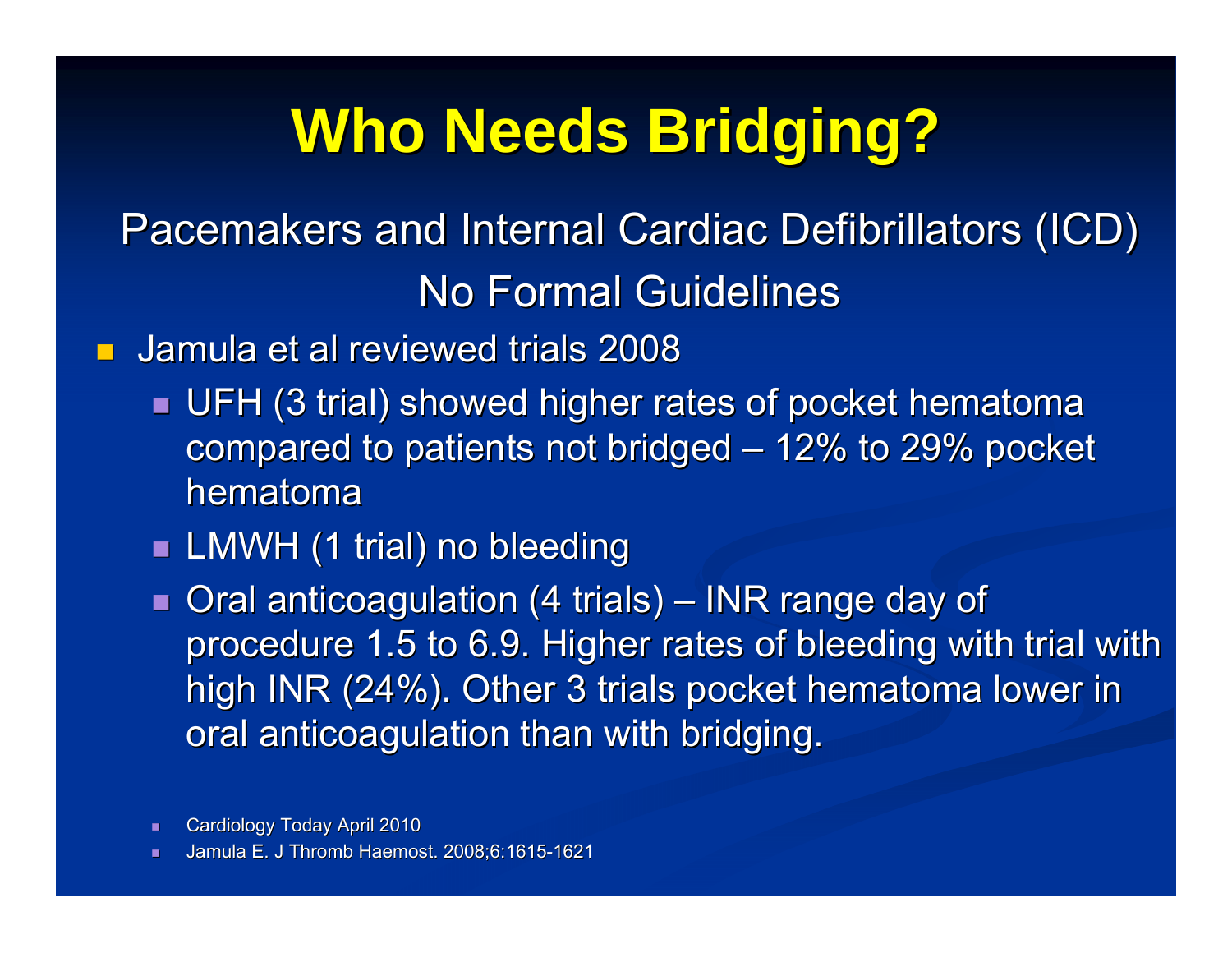# Who Needs Bridging?

Pacemakers and Internal Cardiac Defibrillators (ICD)

No Formal Guidelines

- Jamula et al reviewed trials 2008
  - UFH (3 trial) showed higher rates of pocket hematoma compared to patients not bridged – 12% to 29% pocket hematoma
  - LMWH (1 trial) no bleeding
  - Oral anticoagulation (4 trials) – INR range day of procedure 1.5 to 6.9. Higher rates of bleeding with trial with high INR (24%). Other 3 trials pocket hematoma lower in oral anticoagulation than with bridging.

- Cardiology Today April 2010
- Jamula E. J Thromb Haemost. 2008;6:1615-1621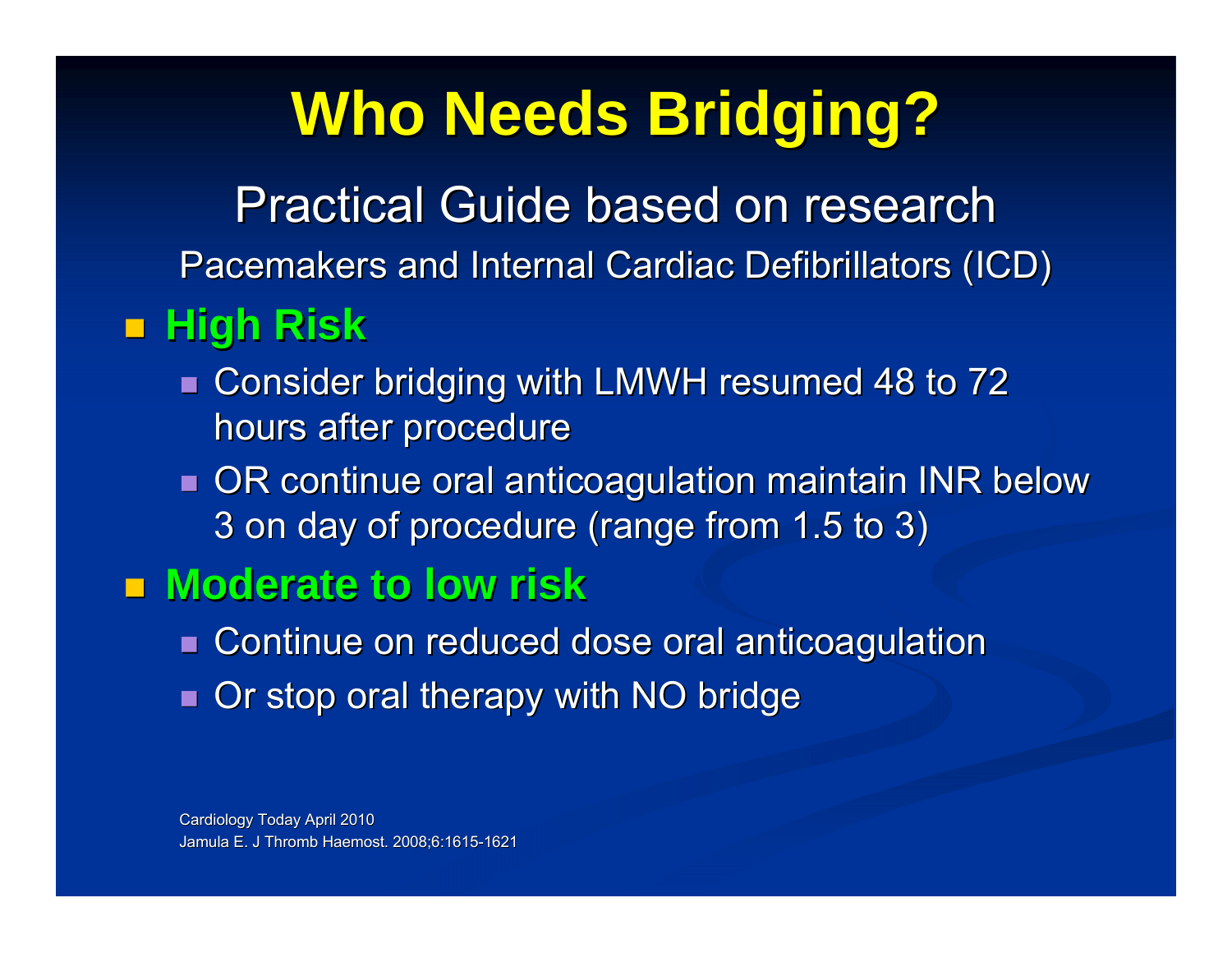# Who Needs Bridging?

## Practical Guide based on research

Pacemakers and Internal Cardiac Defibrillators (ICD)

- **High Risk**
  - Consider bridging with LMWH resumed 48 to 72 hours after procedure
  - OR continue oral anticoagulation maintain INR below 3 on day of procedure (range from 1.5 to 3)
- **Moderate to low risk**
  - Continue on reduced dose oral anticoagulation
  - Or stop oral therapy with NO bridge

Cardiology Today April 2010
Jamula E. J Thromb Haemost. 2008;6:1615-1621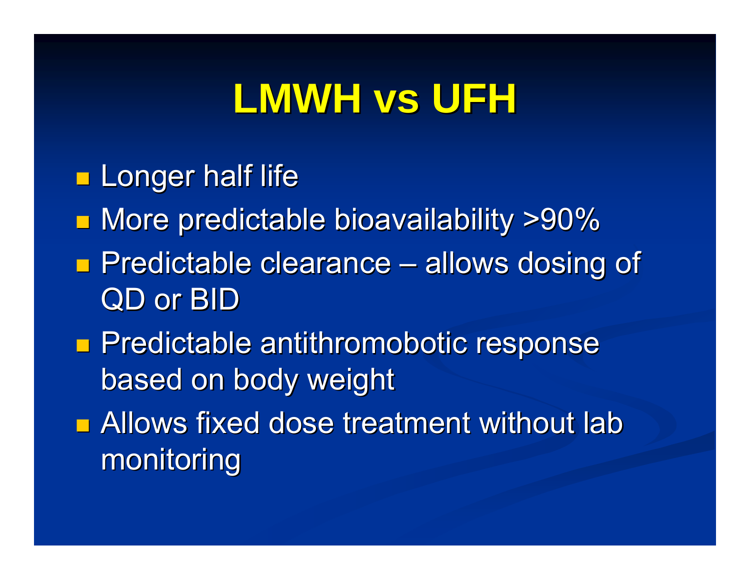# LMWH vs UFH

- Longer half life
- More predictable bioavailability >90%
- Predictable clearance – allows dosing of QD or BID
- Predictable antithromobotic response based on body weight
- Allows fixed dose treatment without lab monitoring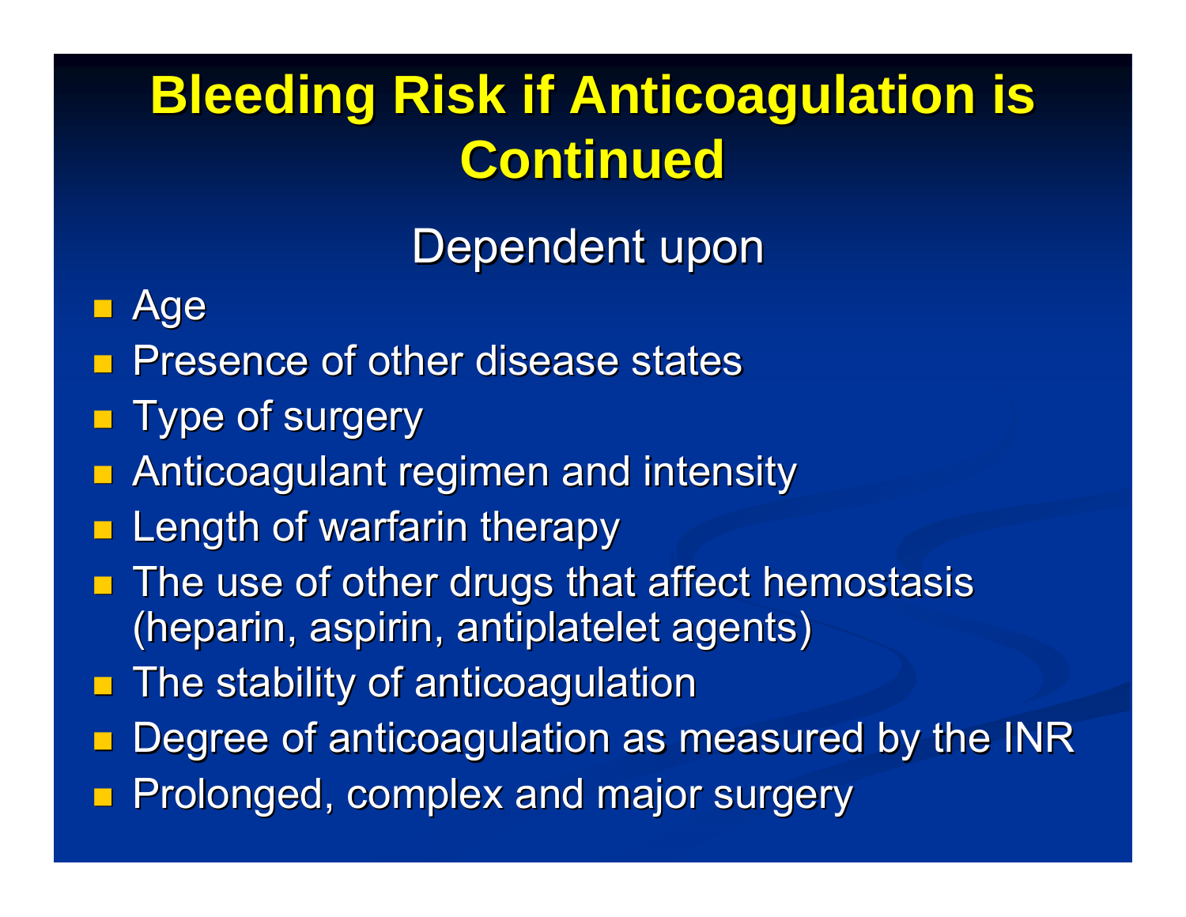# Bleeding Risk if Anticoagulation is Continued

Dependent upon

- Age
- Presence of other disease states
- Type of surgery
- Anticoagulant regimen and intensity
- Length of warfarin therapy
- The use of other drugs that affect hemostasis (heparin, aspirin, antiplatelet agents)
- The stability of anticoagulation
- Degree of anticoagulation as measured by the INR
- Prolonged, complex and major surgery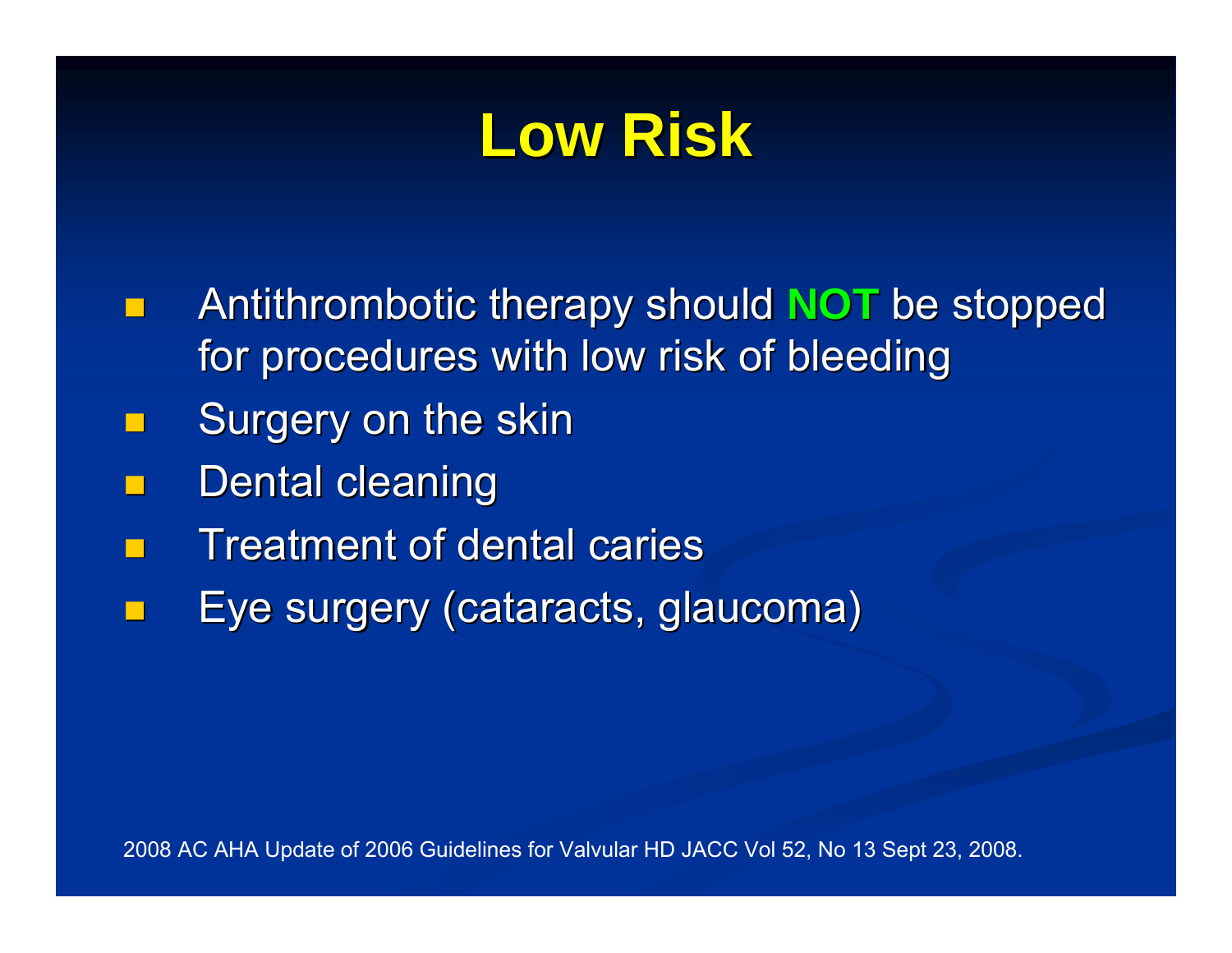# Low Risk

- Antithrombotic therapy should **NOT** be stopped for procedures with low risk of bleeding
- Surgery on the skin
- Dental cleaning
- Treatment of dental caries
- Eye surgery (cataracts, glaucoma)

2008 AC AHA Update of 2006 Guidelines for Valvular HD JACC Vol 52, No 13 Sept 23, 2008.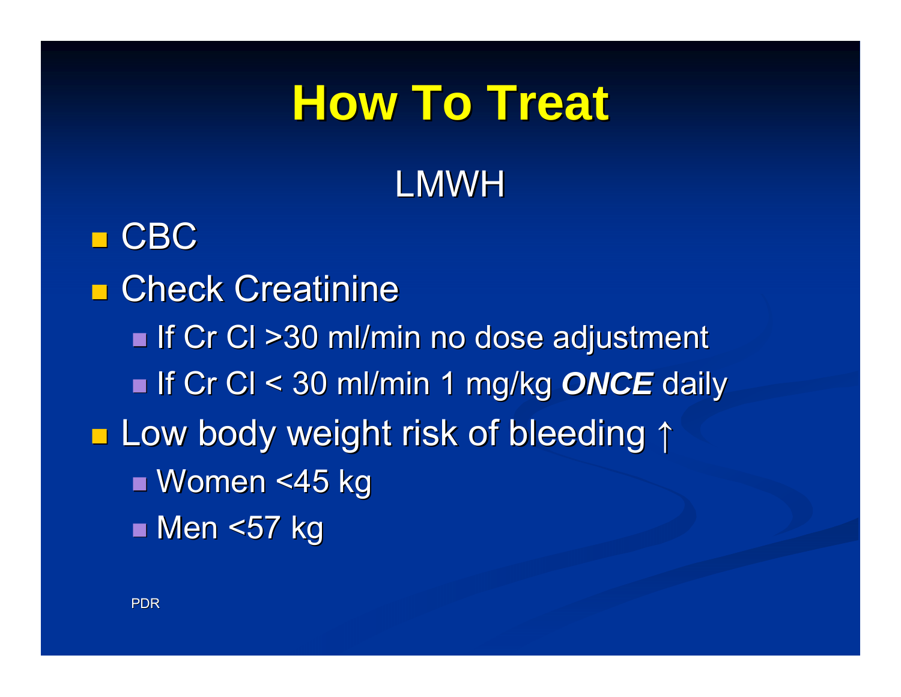# How To Treat

## LMWH

- CBC
- Check Creatinine
  - If Cr Cl >30 ml/min no dose adjustment
  - If Cr Cl < 30 ml/min 1 mg/kg ***ONCE*** daily
- Low body weight risk of bleeding ↑
  - Women <45 kg
  - Men <57 kg

PDR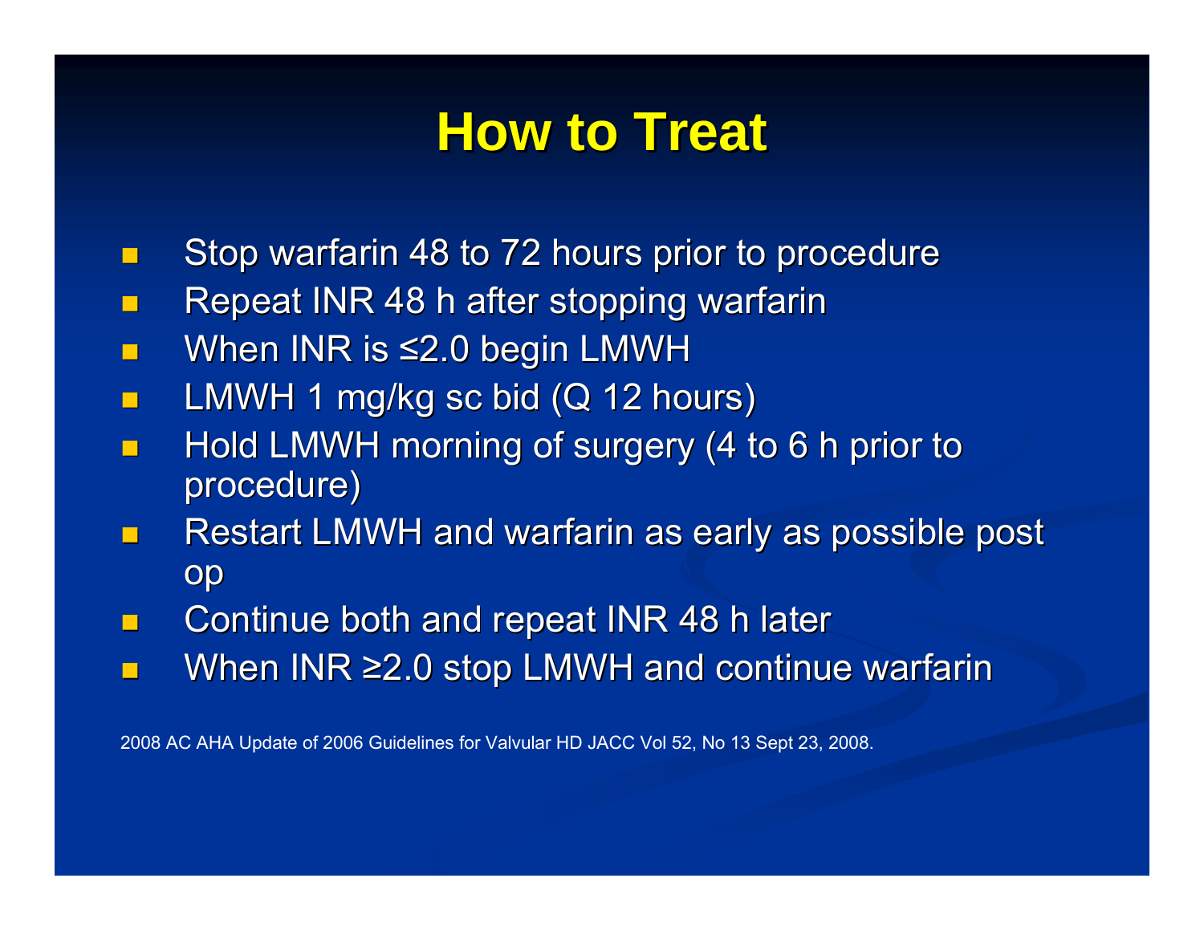# How to Treat

- Stop warfarin 48 to 72 hours prior to procedure
- Repeat INR 48 h after stopping warfarin
- When INR is ≤2.0 begin LMWH
- LMWH 1 mg/kg sc bid (Q 12 hours)
- Hold LMWH morning of surgery (4 to 6 h prior to procedure)
- Restart LMWH and warfarin as early as possible post op
- Continue both and repeat INR 48 h later
- When INR ≥2.0 stop LMWH and continue warfarin

2008 AC AHA Update of 2006 Guidelines for Valvular HD JACC Vol 52, No 13 Sept 23, 2008.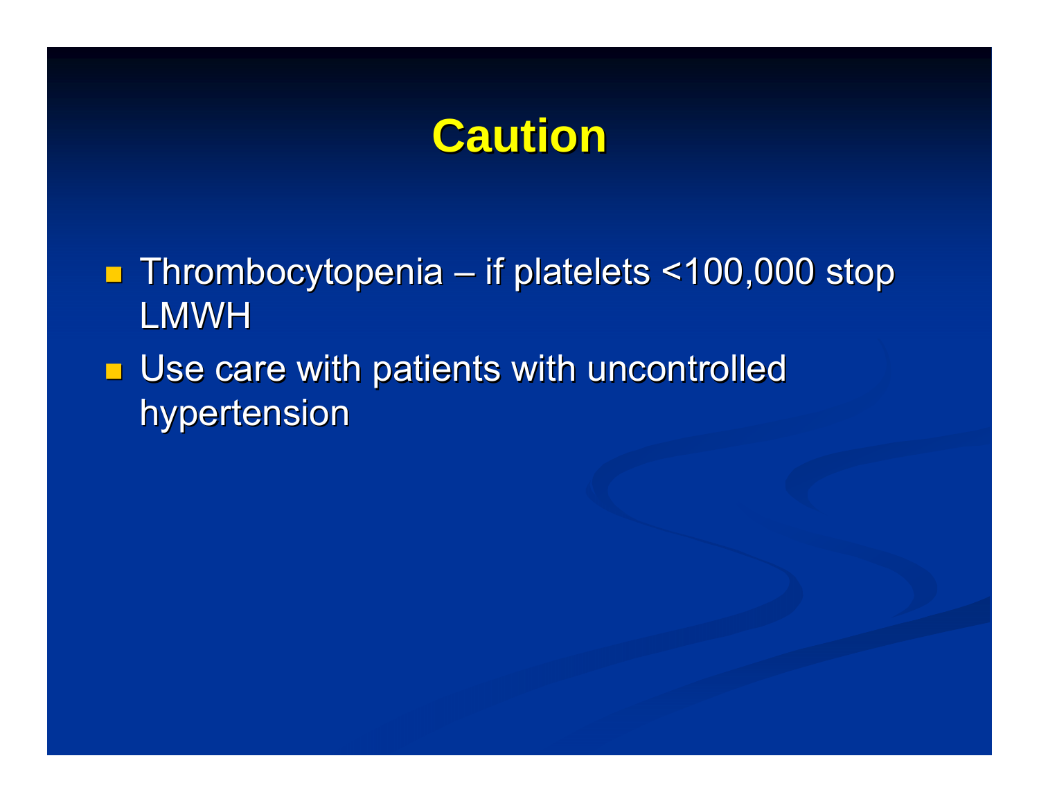# Caution

- Thrombocytopenia – if platelets <100,000 stop LMWH
- Use care with patients with uncontrolled hypertension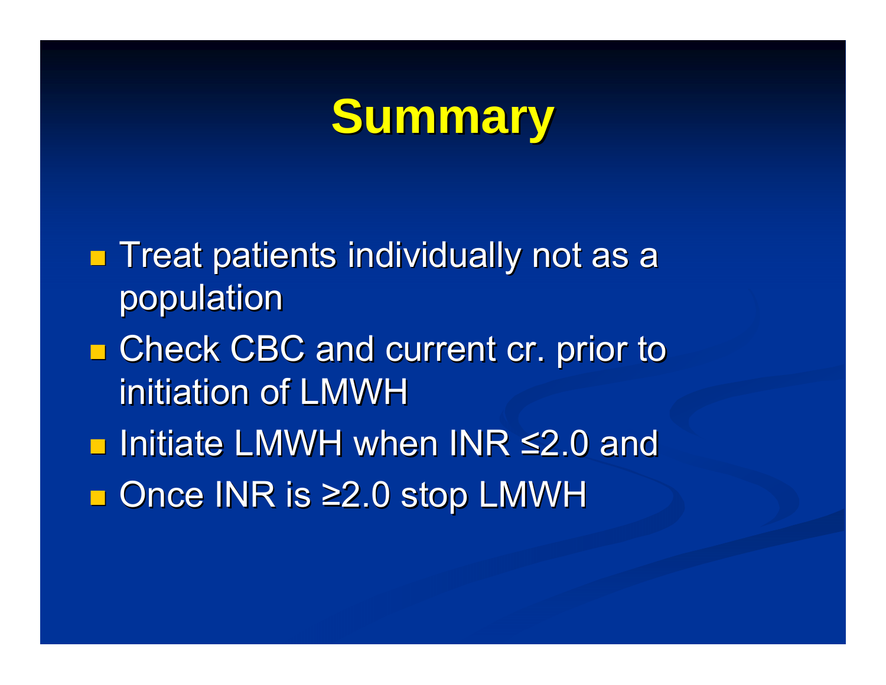# Summary

- Treat patients individually not as a population
- Check CBC and current cr. prior to initiation of LMWH
- Initiate LMWH when INR ≤2.0 and
- Once INR is ≥2.0 stop LMWH